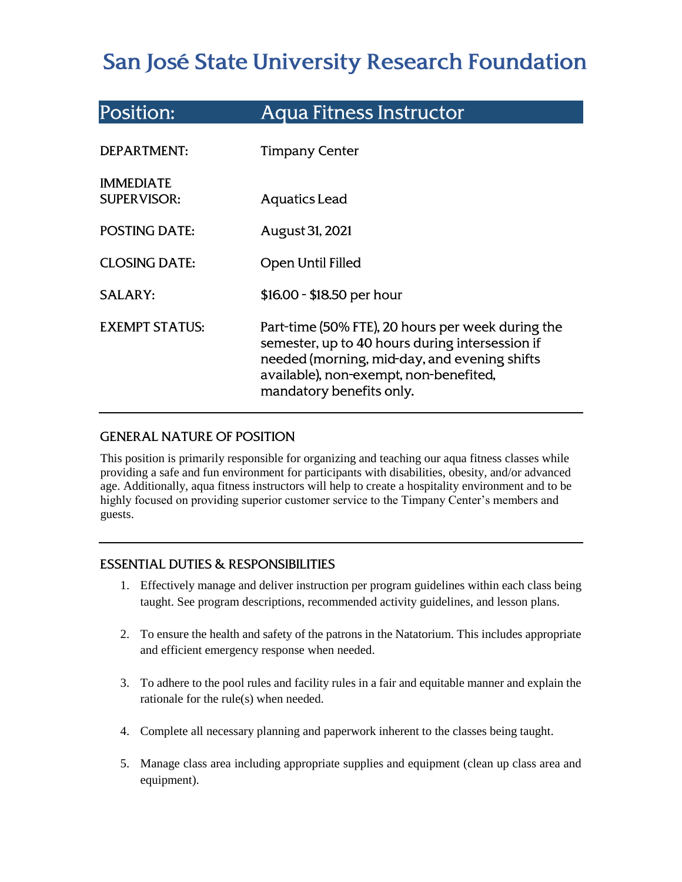# San José State University Research Foundation

## Position: Aqua Fitness Instructor

| | |
|---|---|
| DEPARTMENT: | Timpany Center |
| IMMEDIATE SUPERVISOR: | Aquatics Lead |
| POSTING DATE: | August 31, 2021 |
| CLOSING DATE: | Open Until Filled |
| SALARY: | $16.00 - $18.50 per hour |
| EXEMPT STATUS: | Part-time (50% FTE), 20 hours per week during the semester, up to 40 hours during intersession if needed (morning, mid-day, and evening shifts available), non-exempt, non-benefited, mandatory benefits only. |

### GENERAL NATURE OF POSITION

This position is primarily responsible for organizing and teaching our aqua fitness classes while providing a safe and fun environment for participants with disabilities, obesity, and/or advanced age. Additionally, aqua fitness instructors will help to create a hospitality environment and to be highly focused on providing superior customer service to the Timpany Center's members and guests.

### ESSENTIAL DUTIES & RESPONSIBILITIES

1. Effectively manage and deliver instruction per program guidelines within each class being taught. See program descriptions, recommended activity guidelines, and lesson plans.
2. To ensure the health and safety of the patrons in the Natatorium. This includes appropriate and efficient emergency response when needed.
3. To adhere to the pool rules and facility rules in a fair and equitable manner and explain the rationale for the rule(s) when needed.
4. Complete all necessary planning and paperwork inherent to the classes being taught.
5. Manage class area including appropriate supplies and equipment (clean up class area and equipment).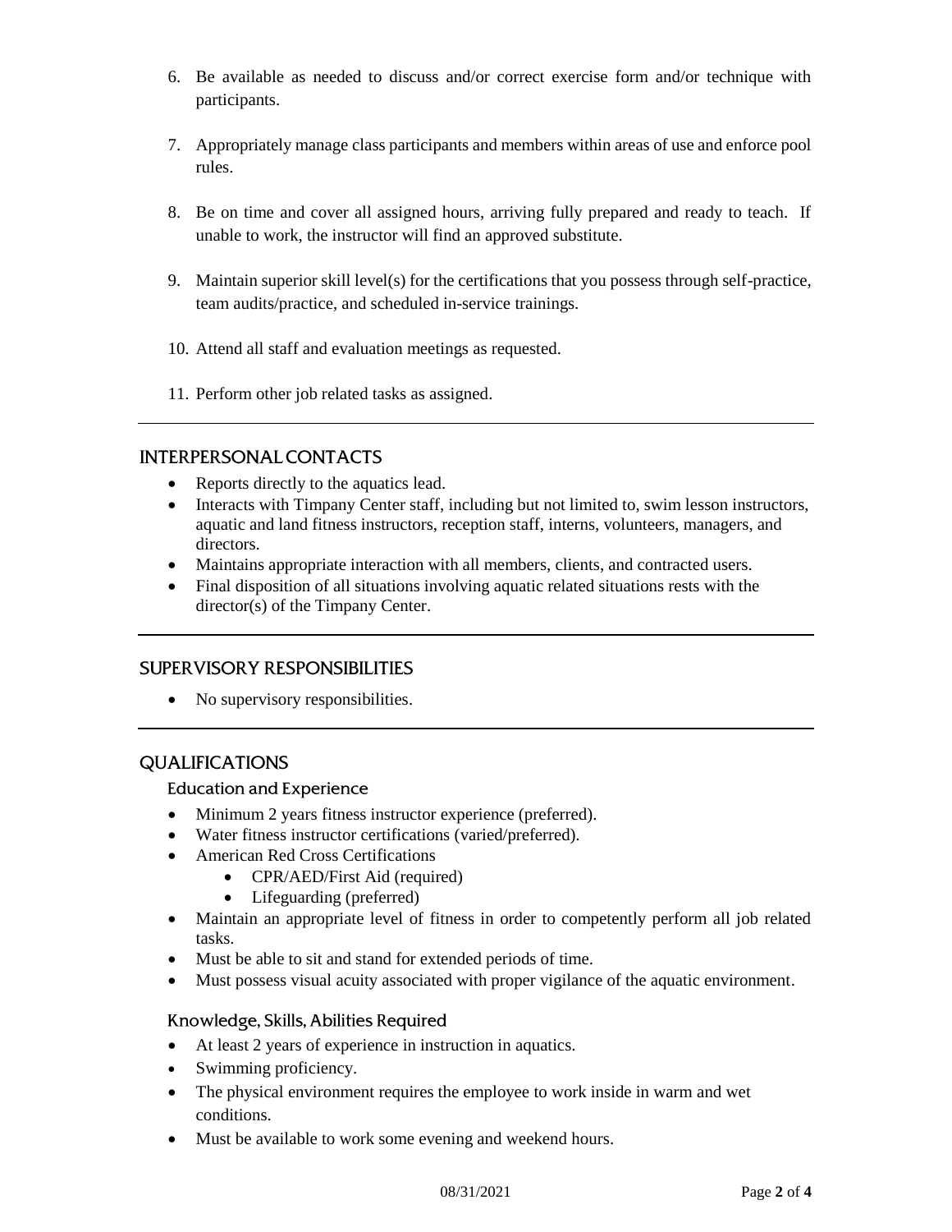6. Be available as needed to discuss and/or correct exercise form and/or technique with participants.

7. Appropriately manage class participants and members within areas of use and enforce pool rules.

8. Be on time and cover all assigned hours, arriving fully prepared and ready to teach. If unable to work, the instructor will find an approved substitute.

9. Maintain superior skill level(s) for the certifications that you possess through self-practice, team audits/practice, and scheduled in-service trainings.

10. Attend all staff and evaluation meetings as requested.

11. Perform other job related tasks as assigned.

## INTERPERSONAL CONTACTS

- Reports directly to the aquatics lead.
- Interacts with Timpany Center staff, including but not limited to, swim lesson instructors, aquatic and land fitness instructors, reception staff, interns, volunteers, managers, and directors.
- Maintains appropriate interaction with all members, clients, and contracted users.
- Final disposition of all situations involving aquatic related situations rests with the director(s) of the Timpany Center.

## SUPERVISORY RESPONSIBILITIES

- No supervisory responsibilities.

## QUALIFICATIONS

### Education and Experience

- Minimum 2 years fitness instructor experience (preferred).
- Water fitness instructor certifications (varied/preferred).
- American Red Cross Certifications
  - CPR/AED/First Aid (required)
  - Lifeguarding (preferred)
- Maintain an appropriate level of fitness in order to competently perform all job related tasks.
- Must be able to sit and stand for extended periods of time.
- Must possess visual acuity associated with proper vigilance of the aquatic environment.

### Knowledge, Skills, Abilities Required

- At least 2 years of experience in instruction in aquatics.
- Swimming proficiency.
- The physical environment requires the employee to work inside in warm and wet conditions.
- Must be available to work some evening and weekend hours.

08/31/2021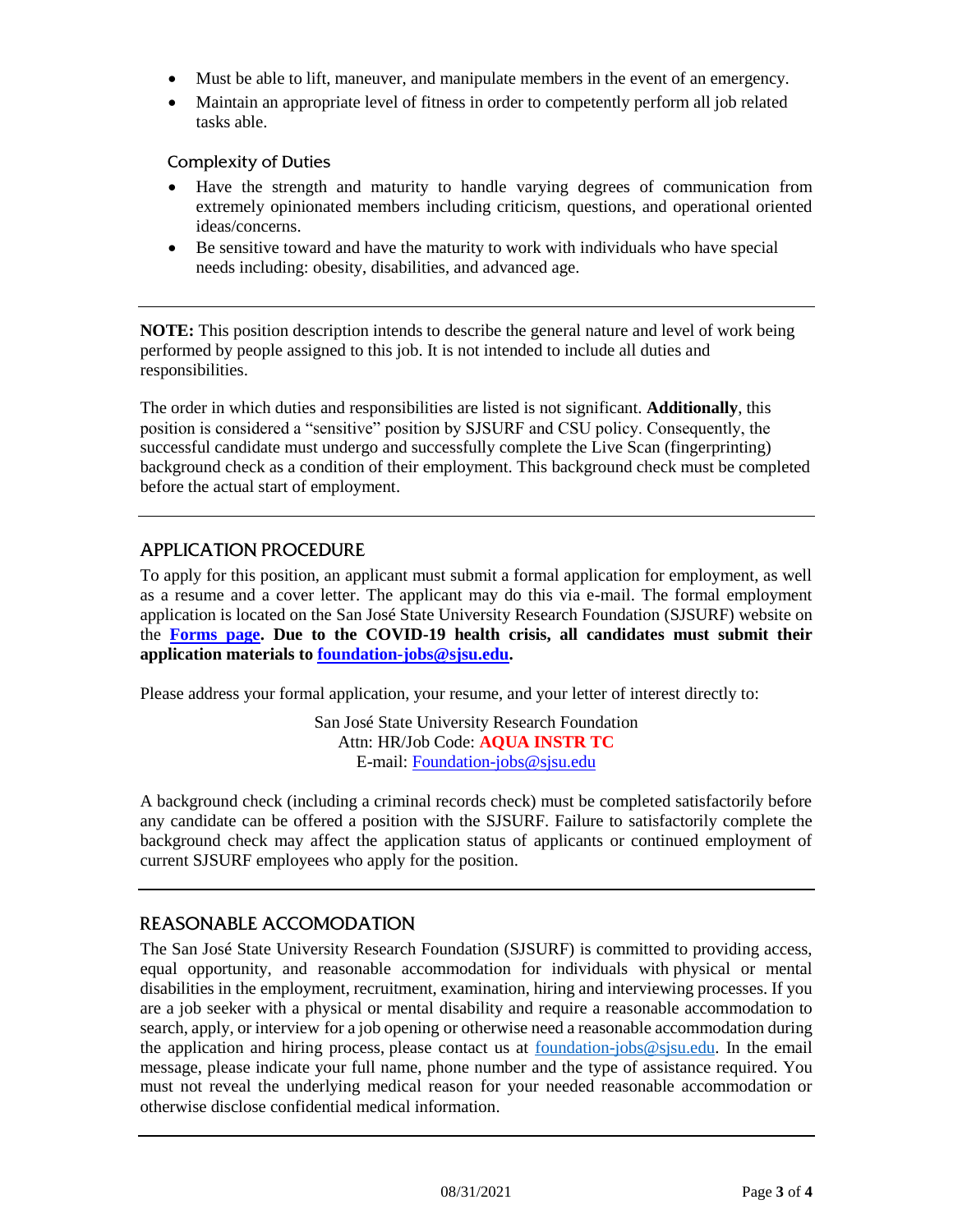- Must be able to lift, maneuver, and manipulate members in the event of an emergency.
- Maintain an appropriate level of fitness in order to competently perform all job related tasks able.

### Complexity of Duties

- Have the strength and maturity to handle varying degrees of communication from extremely opinionated members including criticism, questions, and operational oriented ideas/concerns.
- Be sensitive toward and have the maturity to work with individuals who have special needs including: obesity, disabilities, and advanced age.

---

**NOTE:** This position description intends to describe the general nature and level of work being performed by people assigned to this job. It is not intended to include all duties and responsibilities.

The order in which duties and responsibilities are listed is not significant. **Additionally**, this position is considered a "sensitive" position by SJSURF and CSU policy. Consequently, the successful candidate must undergo and successfully complete the Live Scan (fingerprinting) background check as a condition of their employment. This background check must be completed before the actual start of employment.

---

## APPLICATION PROCEDURE

To apply for this position, an applicant must submit a formal application for employment, as well as a resume and a cover letter. The applicant may do this via e-mail. The formal employment application is located on the San José State University Research Foundation (SJSURF) website on the **Forms page**. **Due to the COVID-19 health crisis, all candidates must submit their application materials to foundation-jobs@sjsu.edu.**

Please address your formal application, your resume, and your letter of interest directly to:

San José State University Research Foundation
Attn: HR/Job Code: **AQUA INSTR TC**
E-mail: Foundation-jobs@sjsu.edu

A background check (including a criminal records check) must be completed satisfactorily before any candidate can be offered a position with the SJSURF. Failure to satisfactorily complete the background check may affect the application status of applicants or continued employment of current SJSURF employees who apply for the position.

---

## REASONABLE ACCOMODATION

The San José State University Research Foundation (SJSURF) is committed to providing access, equal opportunity, and reasonable accommodation for individuals with physical or mental disabilities in the employment, recruitment, examination, hiring and interviewing processes. If you are a job seeker with a physical or mental disability and require a reasonable accommodation to search, apply, or interview for a job opening or otherwise need a reasonable accommodation during the application and hiring process, please contact us at foundation-jobs@sjsu.edu. In the email message, please indicate your full name, phone number and the type of assistance required. You must not reveal the underlying medical reason for your needed reasonable accommodation or otherwise disclose confidential medical information.

---

08/31/2021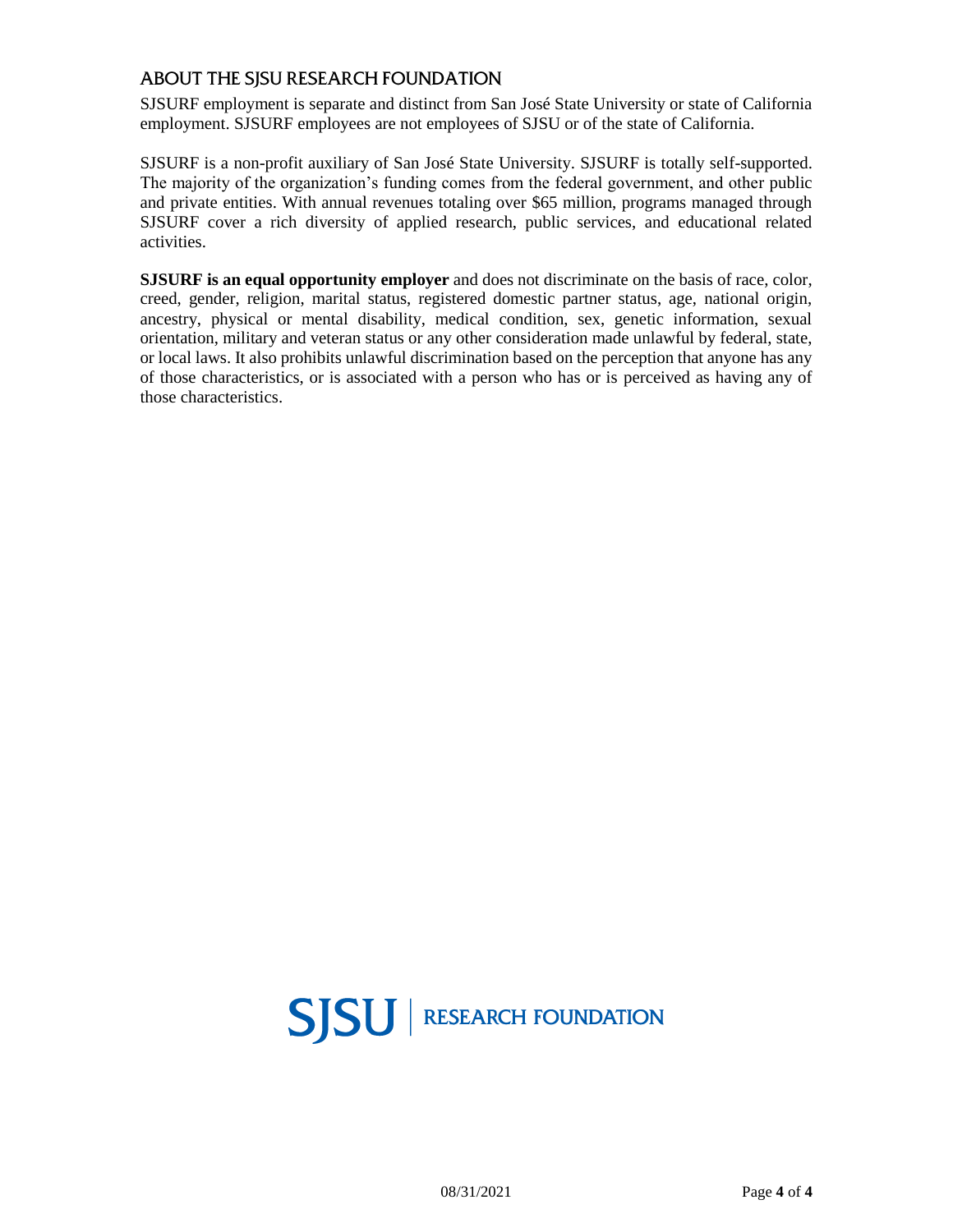## ABOUT THE SJSU RESEARCH FOUNDATION

SJSURF employment is separate and distinct from San José State University or state of California employment. SJSURF employees are not employees of SJSU or of the state of California.

SJSURF is a non-profit auxiliary of San José State University. SJSURF is totally self-supported. The majority of the organization's funding comes from the federal government, and other public and private entities. With annual revenues totaling over $65 million, programs managed through SJSURF cover a rich diversity of applied research, public services, and educational related activities.

**SJSURF is an equal opportunity employer** and does not discriminate on the basis of race, color, creed, gender, religion, marital status, registered domestic partner status, age, national origin, ancestry, physical or mental disability, medical condition, sex, genetic information, sexual orientation, military and veteran status or any other consideration made unlawful by federal, state, or local laws. It also prohibits unlawful discrimination based on the perception that anyone has any of those characteristics, or is associated with a person who has or is perceived as having any of those characteristics.

SJSU | RESEARCH FOUNDATION

08/31/2021